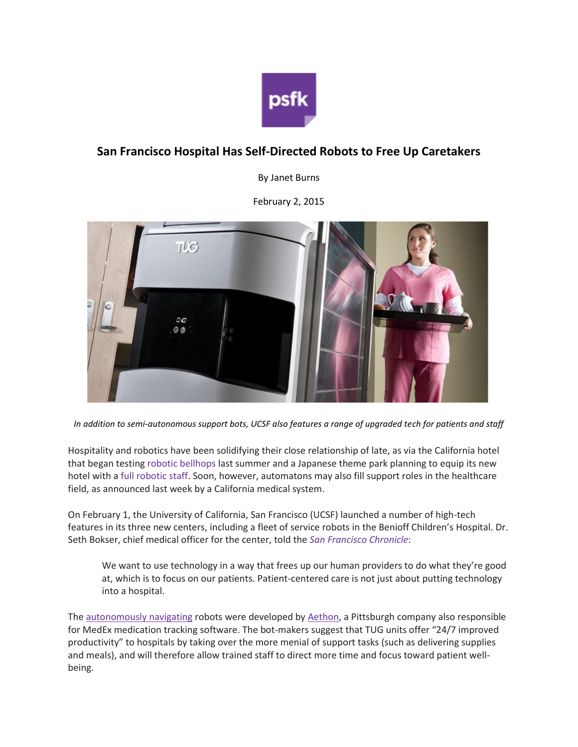# San Francisco Hospital Has Self-Directed Robots to Free Up Caretakers

By Janet Burns

February 2, 2015

*In addition to semi-autonomous support bots, UCSF also features a range of upgraded tech for patients and staff*

Hospitality and robotics have been solidifying their close relationship of late, as via the California hotel that began testing robotic bellhops last summer and a Japanese theme park planning to equip its new hotel with a full robotic staff. Soon, however, automatons may also fill support roles in the healthcare field, as announced last week by a California medical system.

On February 1, the University of California, San Francisco (UCSF) launched a number of high-tech features in its three new centers, including a fleet of service robots in the Benioff Children's Hospital. Dr. Seth Bokser, chief medical officer for the center, told the *San Francisco Chronicle*:

> We want to use technology in a way that frees up our human providers to do what they're good at, which is to focus on our patients. Patient-centered care is not just about putting technology into a hospital.

The autonomously navigating robots were developed by Aethon, a Pittsburgh company also responsible for MedEx medication tracking software. The bot-makers suggest that TUG units offer "24/7 improved productivity" to hospitals by taking over the more menial of support tasks (such as delivering supplies and meals), and will therefore allow trained staff to direct more time and focus toward patient well-being.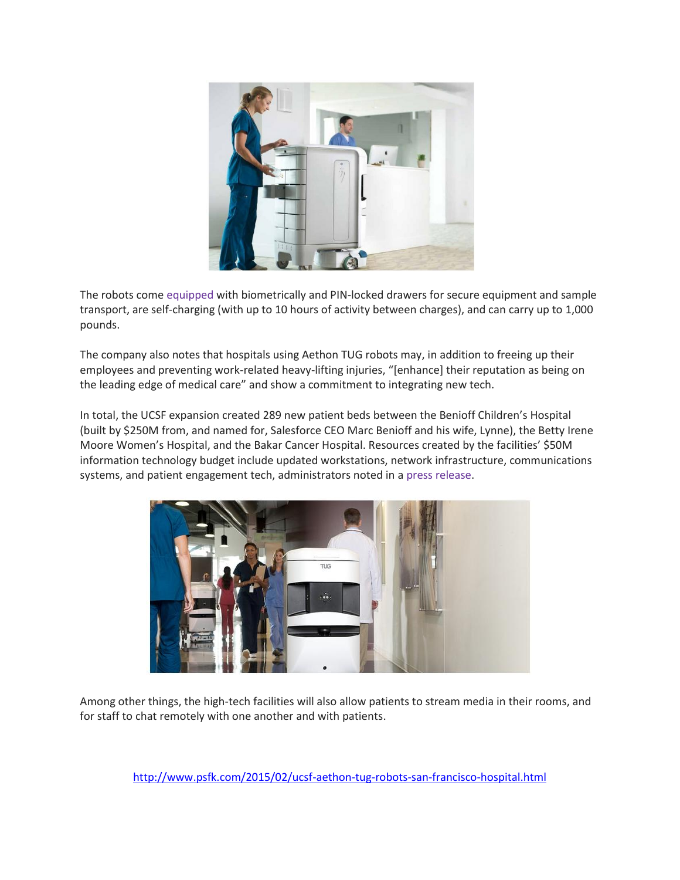The robots come equipped with biometrically and PIN-locked drawers for secure equipment and sample transport, are self-charging (with up to 10 hours of activity between charges), and can carry up to 1,000 pounds.

The company also notes that hospitals using Aethon TUG robots may, in addition to freeing up their employees and preventing work-related heavy-lifting injuries, "[enhance] their reputation as being on the leading edge of medical care" and show a commitment to integrating new tech.

In total, the UCSF expansion created 289 new patient beds between the Benioff Children's Hospital (built by $250M from, and named for, Salesforce CEO Marc Benioff and his wife, Lynne), the Betty Irene Moore Women's Hospital, and the Bakar Cancer Hospital. Resources created by the facilities' $50M information technology budget include updated workstations, network infrastructure, communications systems, and patient engagement tech, administrators noted in a press release.

Among other things, the high-tech facilities will also allow patients to stream media in their rooms, and for staff to chat remotely with one another and with patients.

http://www.psfk.com/2015/02/ucsf-aethon-tug-robots-san-francisco-hospital.html